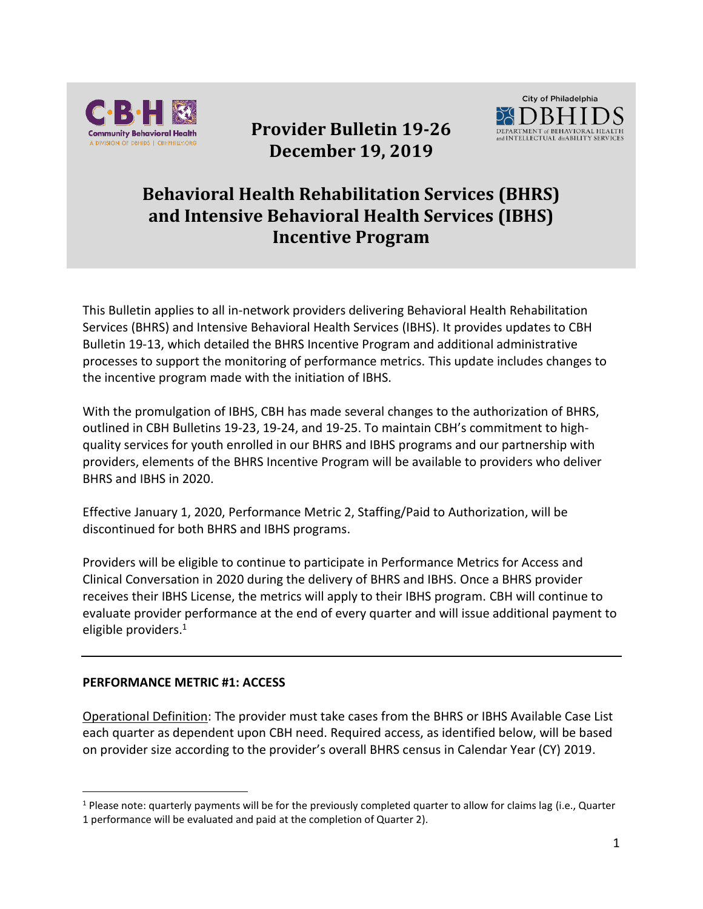# Provider Bulletin 19-26
**December 19, 2019**

# Behavioral Health Rehabilitation Services (BHRS) and Intensive Behavioral Health Services (IBHS) Incentive Program

This Bulletin applies to all in-network providers delivering Behavioral Health Rehabilitation Services (BHRS) and Intensive Behavioral Health Services (IBHS). It provides updates to CBH Bulletin 19-13, which detailed the BHRS Incentive Program and additional administrative processes to support the monitoring of performance metrics. This update includes changes to the incentive program made with the initiation of IBHS.

With the promulgation of IBHS, CBH has made several changes to the authorization of BHRS, outlined in CBH Bulletins 19-23, 19-24, and 19-25. To maintain CBH's commitment to high-quality services for youth enrolled in our BHRS and IBHS programs and our partnership with providers, elements of the BHRS Incentive Program will be available to providers who deliver BHRS and IBHS in 2020.

Effective January 1, 2020, Performance Metric 2, Staffing/Paid to Authorization, will be discontinued for both BHRS and IBHS programs.

Providers will be eligible to continue to participate in Performance Metrics for Access and Clinical Conversation in 2020 during the delivery of BHRS and IBHS. Once a BHRS provider receives their IBHS License, the metrics will apply to their IBHS program. CBH will continue to evaluate provider performance at the end of every quarter and will issue additional payment to eligible providers.[1]

---

**PERFORMANCE METRIC #1: ACCESS**

Operational Definition: The provider must take cases from the BHRS or IBHS Available Case List each quarter as dependent upon CBH need. Required access, as identified below, will be based on provider size according to the provider's overall BHRS census in Calendar Year (CY) 2019.

[1] Please note: quarterly payments will be for the previously completed quarter to allow for claims lag (i.e., Quarter 1 performance will be evaluated and paid at the completion of Quarter 2).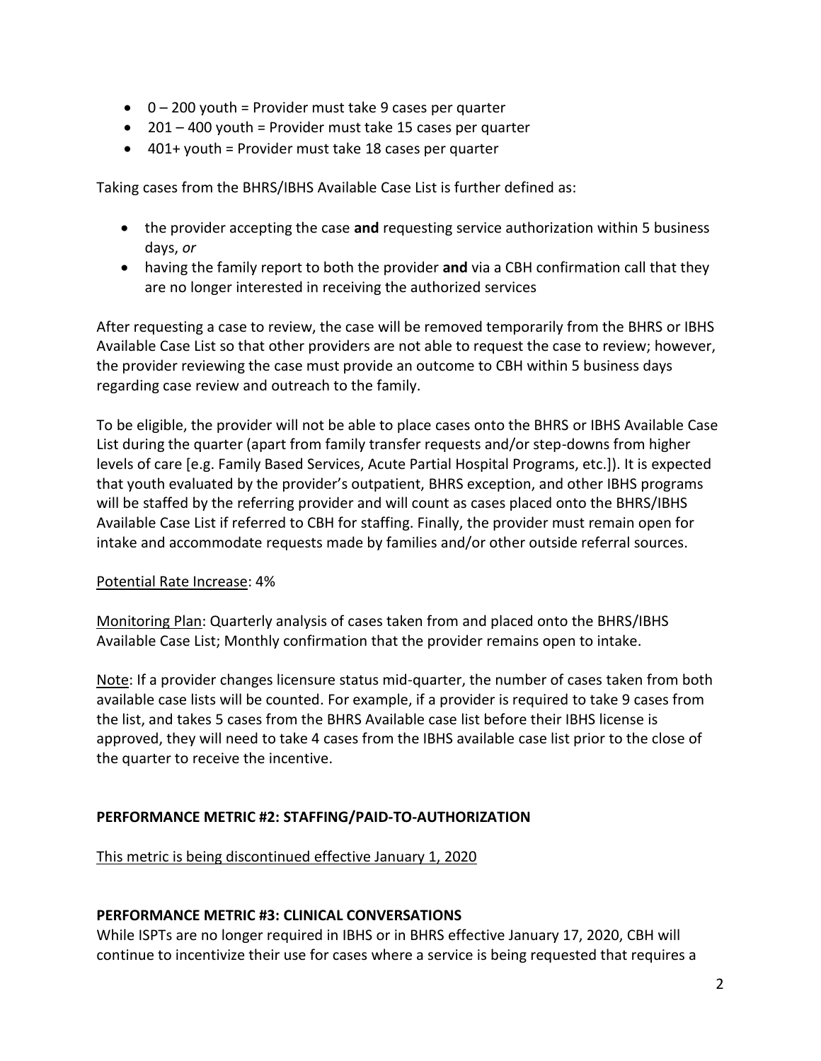- 0 – 200 youth = Provider must take 9 cases per quarter
- 201 – 400 youth = Provider must take 15 cases per quarter
- 401+ youth = Provider must take 18 cases per quarter

Taking cases from the BHRS/IBHS Available Case List is further defined as:

- the provider accepting the case **and** requesting service authorization within 5 business days, *or*
- having the family report to both the provider **and** via a CBH confirmation call that they are no longer interested in receiving the authorized services

After requesting a case to review, the case will be removed temporarily from the BHRS or IBHS Available Case List so that other providers are not able to request the case to review; however, the provider reviewing the case must provide an outcome to CBH within 5 business days regarding case review and outreach to the family.

To be eligible, the provider will not be able to place cases onto the BHRS or IBHS Available Case List during the quarter (apart from family transfer requests and/or step-downs from higher levels of care [e.g. Family Based Services, Acute Partial Hospital Programs, etc.]). It is expected that youth evaluated by the provider's outpatient, BHRS exception, and other IBHS programs will be staffed by the referring provider and will count as cases placed onto the BHRS/IBHS Available Case List if referred to CBH for staffing. Finally, the provider must remain open for intake and accommodate requests made by families and/or other outside referral sources.

Potential Rate Increase: 4%

Monitoring Plan: Quarterly analysis of cases taken from and placed onto the BHRS/IBHS Available Case List; Monthly confirmation that the provider remains open to intake.

Note: If a provider changes licensure status mid-quarter, the number of cases taken from both available case lists will be counted. For example, if a provider is required to take 9 cases from the list, and takes 5 cases from the BHRS Available case list before their IBHS license is approved, they will need to take 4 cases from the IBHS available case list prior to the close of the quarter to receive the incentive.

## PERFORMANCE METRIC #2: STAFFING/PAID-TO-AUTHORIZATION

This metric is being discontinued effective January 1, 2020

## PERFORMANCE METRIC #3: CLINICAL CONVERSATIONS

While ISPTs are no longer required in IBHS or in BHRS effective January 17, 2020, CBH will continue to incentivize their use for cases where a service is being requested that requires a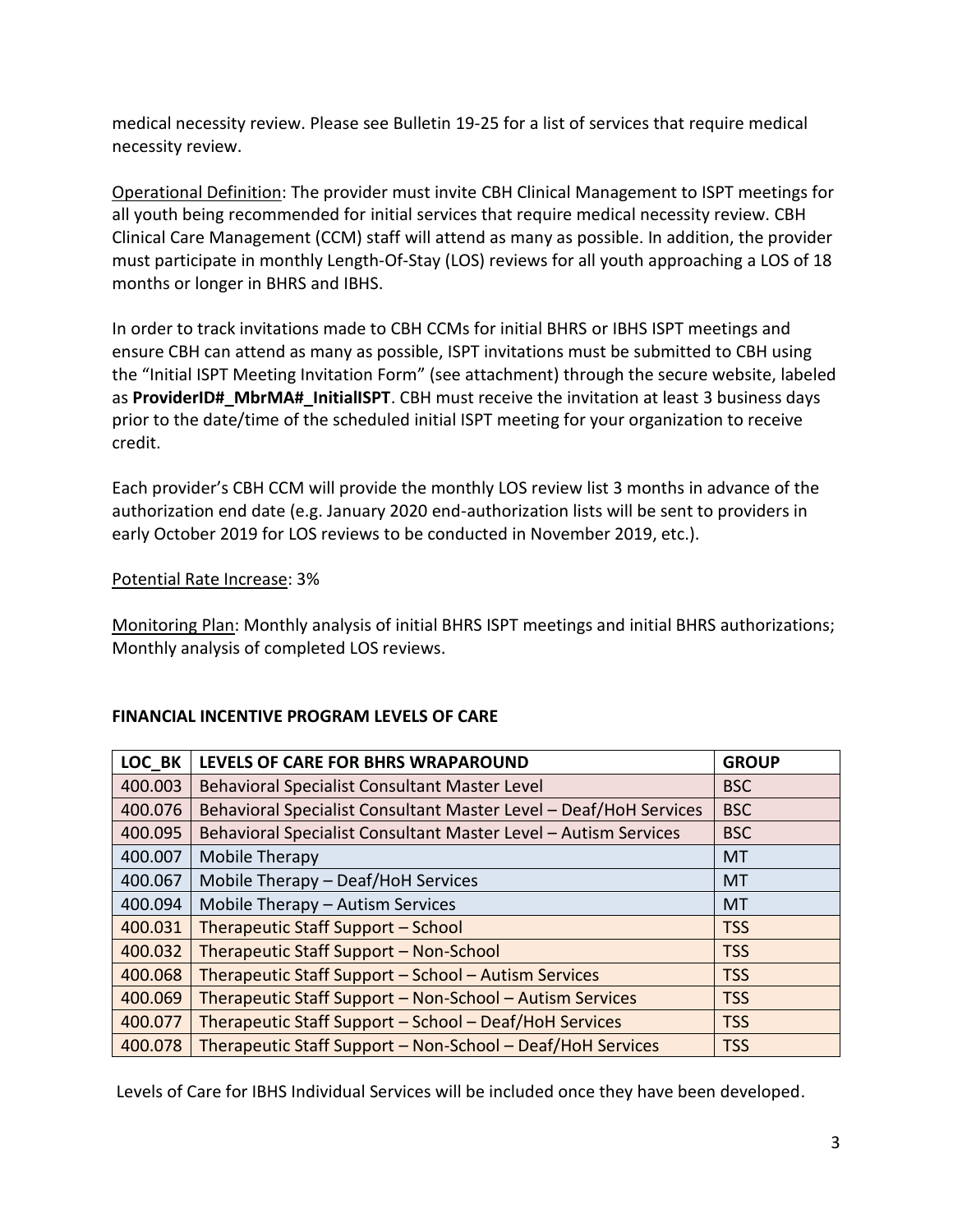medical necessity review. Please see Bulletin 19-25 for a list of services that require medical necessity review.

Operational Definition: The provider must invite CBH Clinical Management to ISPT meetings for all youth being recommended for initial services that require medical necessity review. CBH Clinical Care Management (CCM) staff will attend as many as possible. In addition, the provider must participate in monthly Length-Of-Stay (LOS) reviews for all youth approaching a LOS of 18 months or longer in BHRS and IBHS.

In order to track invitations made to CBH CCMs for initial BHRS or IBHS ISPT meetings and ensure CBH can attend as many as possible, ISPT invitations must be submitted to CBH using the "Initial ISPT Meeting Invitation Form" (see attachment) through the secure website, labeled as **ProviderID#_MbrMA#_InitialISPT**. CBH must receive the invitation at least 3 business days prior to the date/time of the scheduled initial ISPT meeting for your organization to receive credit.

Each provider's CBH CCM will provide the monthly LOS review list 3 months in advance of the authorization end date (e.g. January 2020 end-authorization lists will be sent to providers in early October 2019 for LOS reviews to be conducted in November 2019, etc.).

Potential Rate Increase: 3%

Monitoring Plan: Monthly analysis of initial BHRS ISPT meetings and initial BHRS authorizations; Monthly analysis of completed LOS reviews.

**FINANCIAL INCENTIVE PROGRAM LEVELS OF CARE**

| LOC_BK | LEVELS OF CARE FOR BHRS WRAPAROUND | GROUP |
|---|---|---|
| 400.003 | Behavioral Specialist Consultant Master Level | BSC |
| 400.076 | Behavioral Specialist Consultant Master Level – Deaf/HoH Services | BSC |
| 400.095 | Behavioral Specialist Consultant Master Level – Autism Services | BSC |
| 400.007 | Mobile Therapy | MT |
| 400.067 | Mobile Therapy – Deaf/HoH Services | MT |
| 400.094 | Mobile Therapy – Autism Services | MT |
| 400.031 | Therapeutic Staff Support – School | TSS |
| 400.032 | Therapeutic Staff Support – Non-School | TSS |
| 400.068 | Therapeutic Staff Support – School – Autism Services | TSS |
| 400.069 | Therapeutic Staff Support – Non-School – Autism Services | TSS |
| 400.077 | Therapeutic Staff Support – School – Deaf/HoH Services | TSS |
| 400.078 | Therapeutic Staff Support – Non-School – Deaf/HoH Services | TSS |

Levels of Care for IBHS Individual Services will be included once they have been developed.